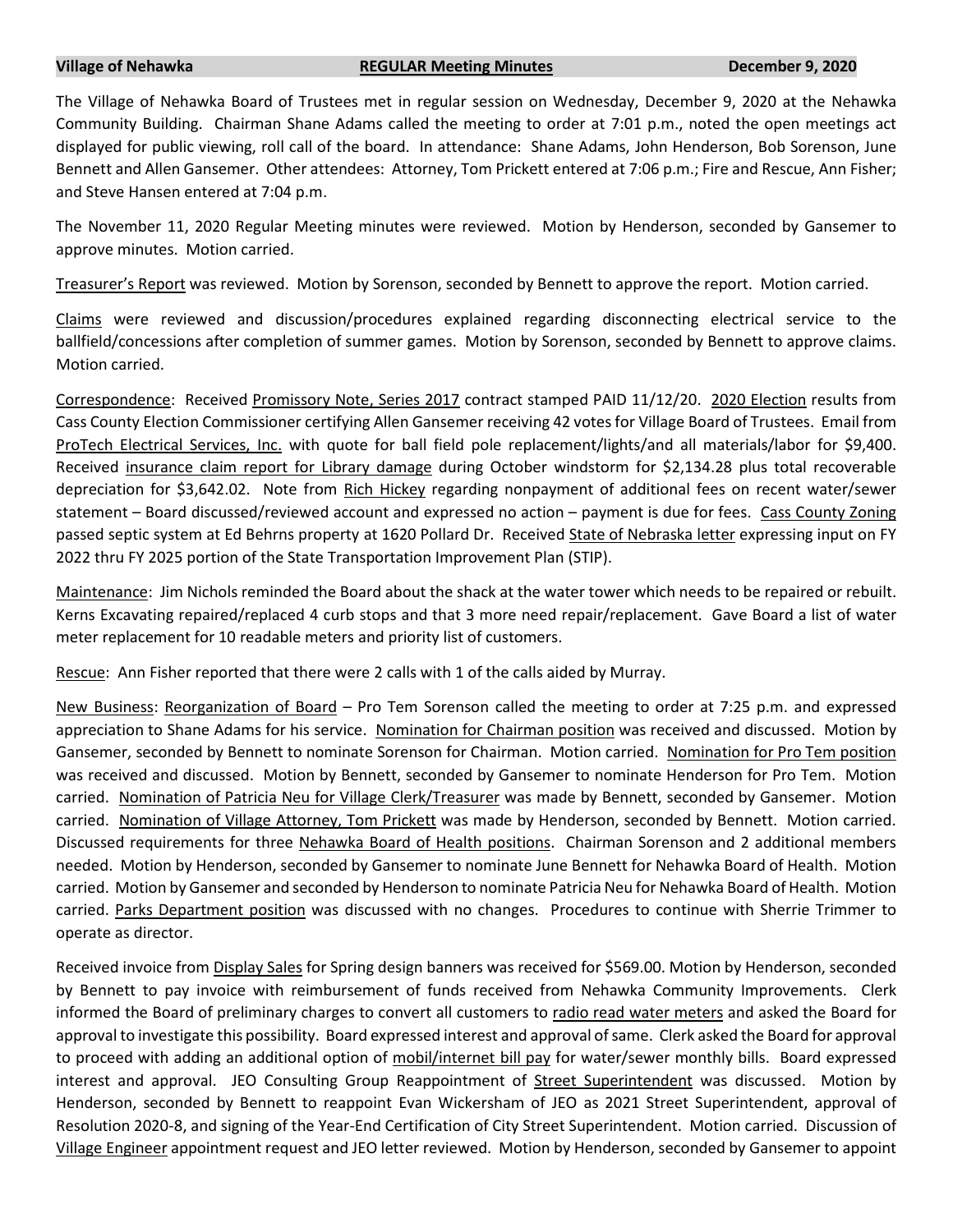**Village of Nehawka** **REGULAR Meeting Minutes** **December 9, 2020**

The Village of Nehawka Board of Trustees met in regular session on Wednesday, December 9, 2020 at the Nehawka Community Building. Chairman Shane Adams called the meeting to order at 7:01 p.m., noted the open meetings act displayed for public viewing, roll call of the board. In attendance: Shane Adams, John Henderson, Bob Sorenson, June Bennett and Allen Gansemer. Other attendees: Attorney, Tom Prickett entered at 7:06 p.m.; Fire and Rescue, Ann Fisher; and Steve Hansen entered at 7:04 p.m.

The November 11, 2020 Regular Meeting minutes were reviewed. Motion by Henderson, seconded by Gansemer to approve minutes. Motion carried.

Treasurer's Report was reviewed. Motion by Sorenson, seconded by Bennett to approve the report. Motion carried.

Claims were reviewed and discussion/procedures explained regarding disconnecting electrical service to the ballfield/concessions after completion of summer games. Motion by Sorenson, seconded by Bennett to approve claims. Motion carried.

Correspondence: Received Promissory Note, Series 2017 contract stamped PAID 11/12/20. 2020 Election results from Cass County Election Commissioner certifying Allen Gansemer receiving 42 votes for Village Board of Trustees. Email from ProTech Electrical Services, Inc. with quote for ball field pole replacement/lights/and all materials/labor for $9,400. Received insurance claim report for Library damage during October windstorm for $2,134.28 plus total recoverable depreciation for $3,642.02. Note from Rich Hickey regarding nonpayment of additional fees on recent water/sewer statement – Board discussed/reviewed account and expressed no action – payment is due for fees. Cass County Zoning passed septic system at Ed Behrns property at 1620 Pollard Dr. Received State of Nebraska letter expressing input on FY 2022 thru FY 2025 portion of the State Transportation Improvement Plan (STIP).

Maintenance: Jim Nichols reminded the Board about the shack at the water tower which needs to be repaired or rebuilt. Kerns Excavating repaired/replaced 4 curb stops and that 3 more need repair/replacement. Gave Board a list of water meter replacement for 10 readable meters and priority list of customers.

Rescue: Ann Fisher reported that there were 2 calls with 1 of the calls aided by Murray.

New Business: Reorganization of Board – Pro Tem Sorenson called the meeting to order at 7:25 p.m. and expressed appreciation to Shane Adams for his service. Nomination for Chairman position was received and discussed. Motion by Gansemer, seconded by Bennett to nominate Sorenson for Chairman. Motion carried. Nomination for Pro Tem position was received and discussed. Motion by Bennett, seconded by Gansemer to nominate Henderson for Pro Tem. Motion carried. Nomination of Patricia Neu for Village Clerk/Treasurer was made by Bennett, seconded by Gansemer. Motion carried. Nomination of Village Attorney, Tom Prickett was made by Henderson, seconded by Bennett. Motion carried. Discussed requirements for three Nehawka Board of Health positions. Chairman Sorenson and 2 additional members needed. Motion by Henderson, seconded by Gansemer to nominate June Bennett for Nehawka Board of Health. Motion carried. Motion by Gansemer and seconded by Henderson to nominate Patricia Neu for Nehawka Board of Health. Motion carried. Parks Department position was discussed with no changes. Procedures to continue with Sherrie Trimmer to operate as director.

Received invoice from Display Sales for Spring design banners was received for $569.00. Motion by Henderson, seconded by Bennett to pay invoice with reimbursement of funds received from Nehawka Community Improvements. Clerk informed the Board of preliminary charges to convert all customers to radio read water meters and asked the Board for approval to investigate this possibility. Board expressed interest and approval of same. Clerk asked the Board for approval to proceed with adding an additional option of mobil/internet bill pay for water/sewer monthly bills. Board expressed interest and approval. JEO Consulting Group Reappointment of Street Superintendent was discussed. Motion by Henderson, seconded by Bennett to reappoint Evan Wickersham of JEO as 2021 Street Superintendent, approval of Resolution 2020-8, and signing of the Year-End Certification of City Street Superintendent. Motion carried. Discussion of Village Engineer appointment request and JEO letter reviewed. Motion by Henderson, seconded by Gansemer to appoint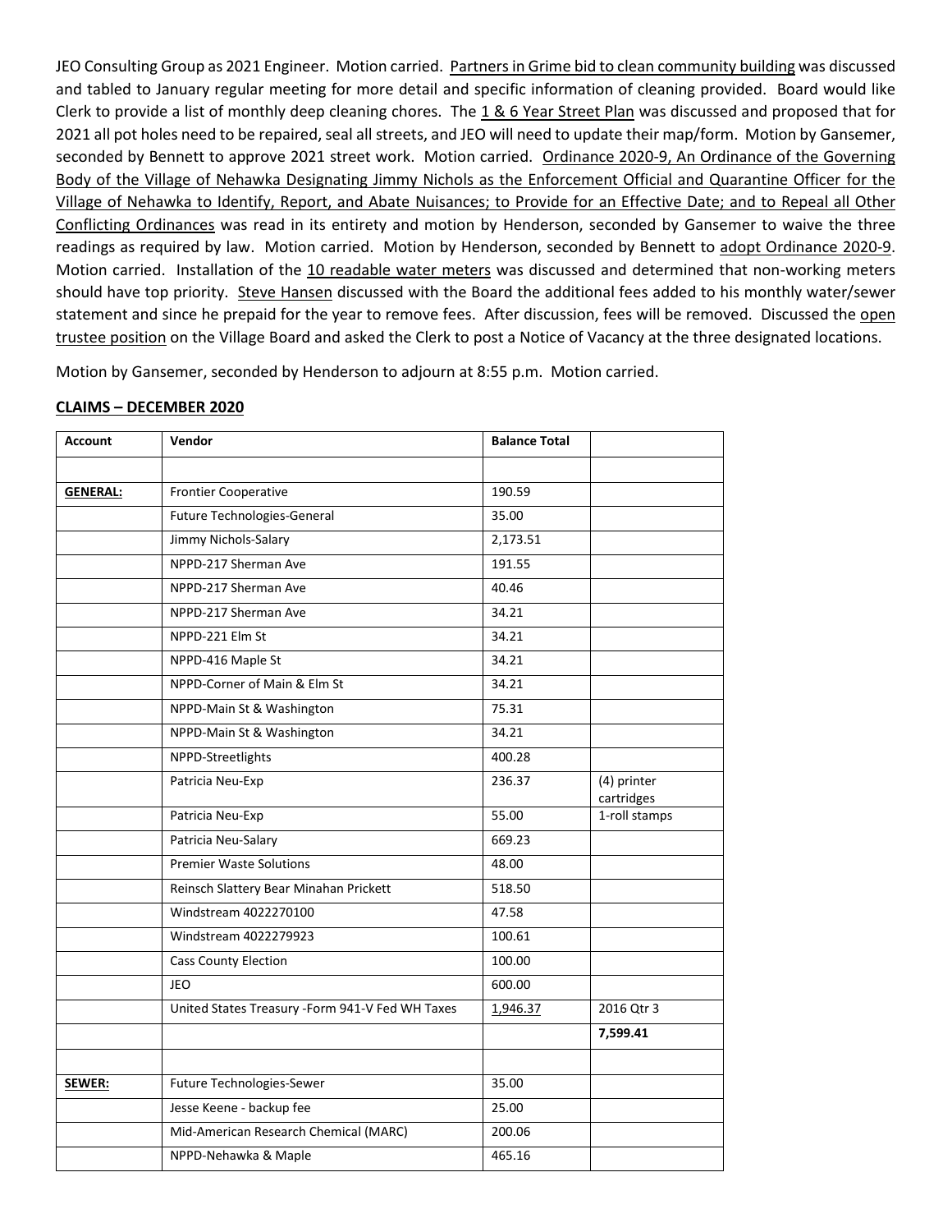JEO Consulting Group as 2021 Engineer. Motion carried. Partners in Grime bid to clean community building was discussed and tabled to January regular meeting for more detail and specific information of cleaning provided. Board would like Clerk to provide a list of monthly deep cleaning chores. The 1 & 6 Year Street Plan was discussed and proposed that for 2021 all pot holes need to be repaired, seal all streets, and JEO will need to update their map/form. Motion by Gansemer, seconded by Bennett to approve 2021 street work. Motion carried. Ordinance 2020-9, An Ordinance of the Governing Body of the Village of Nehawka Designating Jimmy Nichols as the Enforcement Official and Quarantine Officer for the Village of Nehawka to Identify, Report, and Abate Nuisances; to Provide for an Effective Date; and to Repeal all Other Conflicting Ordinances was read in its entirety and motion by Henderson, seconded by Gansemer to waive the three readings as required by law. Motion carried. Motion by Henderson, seconded by Bennett to adopt Ordinance 2020-9. Motion carried. Installation of the 10 readable water meters was discussed and determined that non-working meters should have top priority. Steve Hansen discussed with the Board the additional fees added to his monthly water/sewer statement and since he prepaid for the year to remove fees. After discussion, fees will be removed. Discussed the open trustee position on the Village Board and asked the Clerk to post a Notice of Vacancy at the three designated locations.

Motion by Gansemer, seconded by Henderson to adjourn at 8:55 p.m. Motion carried.

**CLAIMS – DECEMBER 2020**

| Account | Vendor | Balance Total | |
|---|---|---|---|
| | | | |
| **GENERAL:** | Frontier Cooperative | 190.59 | |
| | Future Technologies-General | 35.00 | |
| | Jimmy Nichols-Salary | 2,173.51 | |
| | NPPD-217 Sherman Ave | 191.55 | |
| | NPPD-217 Sherman Ave | 40.46 | |
| | NPPD-217 Sherman Ave | 34.21 | |
| | NPPD-221 Elm St | 34.21 | |
| | NPPD-416 Maple St | 34.21 | |
| | NPPD-Corner of Main & Elm St | 34.21 | |
| | NPPD-Main St & Washington | 75.31 | |
| | NPPD-Main St & Washington | 34.21 | |
| | NPPD-Streetlights | 400.28 | |
| | Patricia Neu-Exp | 236.37 | (4) printer cartridges |
| | Patricia Neu-Exp | 55.00 | 1-roll stamps |
| | Patricia Neu-Salary | 669.23 | |
| | Premier Waste Solutions | 48.00 | |
| | Reinsch Slattery Bear Minahan Prickett | 518.50 | |
| | Windstream 4022270100 | 47.58 | |
| | Windstream 4022279923 | 100.61 | |
| | Cass County Election | 100.00 | |
| | JEO | 600.00 | |
| | United States Treasury -Form 941-V Fed WH Taxes | 1,946.37 | 2016 Qtr 3 |
| | | | **7,599.41** |
| | | | |
| **SEWER:** | Future Technologies-Sewer | 35.00 | |
| | Jesse Keene - backup fee | 25.00 | |
| | Mid-American Research Chemical (MARC) | 200.06 | |
| | NPPD-Nehawka & Maple | 465.16 | |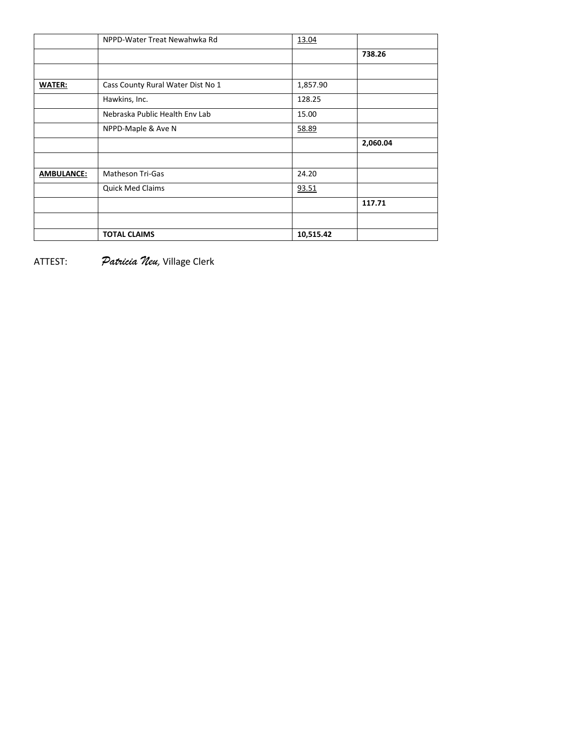| | | | |
|---|---|---|---|
| | NPPD-Water Treat Newahwka Rd | 13.04 | |
| | | | **738.26** |
| | | | |
| **WATER:** | Cass County Rural Water Dist No 1 | 1,857.90 | |
| | Hawkins, Inc. | 128.25 | |
| | Nebraska Public Health Env Lab | 15.00 | |
| | NPPD-Maple & Ave N | 58.89 | |
| | | | **2,060.04** |
| | | | |
| **AMBULANCE:** | Matheson Tri-Gas | 24.20 | |
| | Quick Med Claims | 93.51 | |
| | | | **117.71** |
| | | | |
| | **TOTAL CLAIMS** | **10,515.42** | |

ATTEST: *Patricia Neu,* Village Clerk